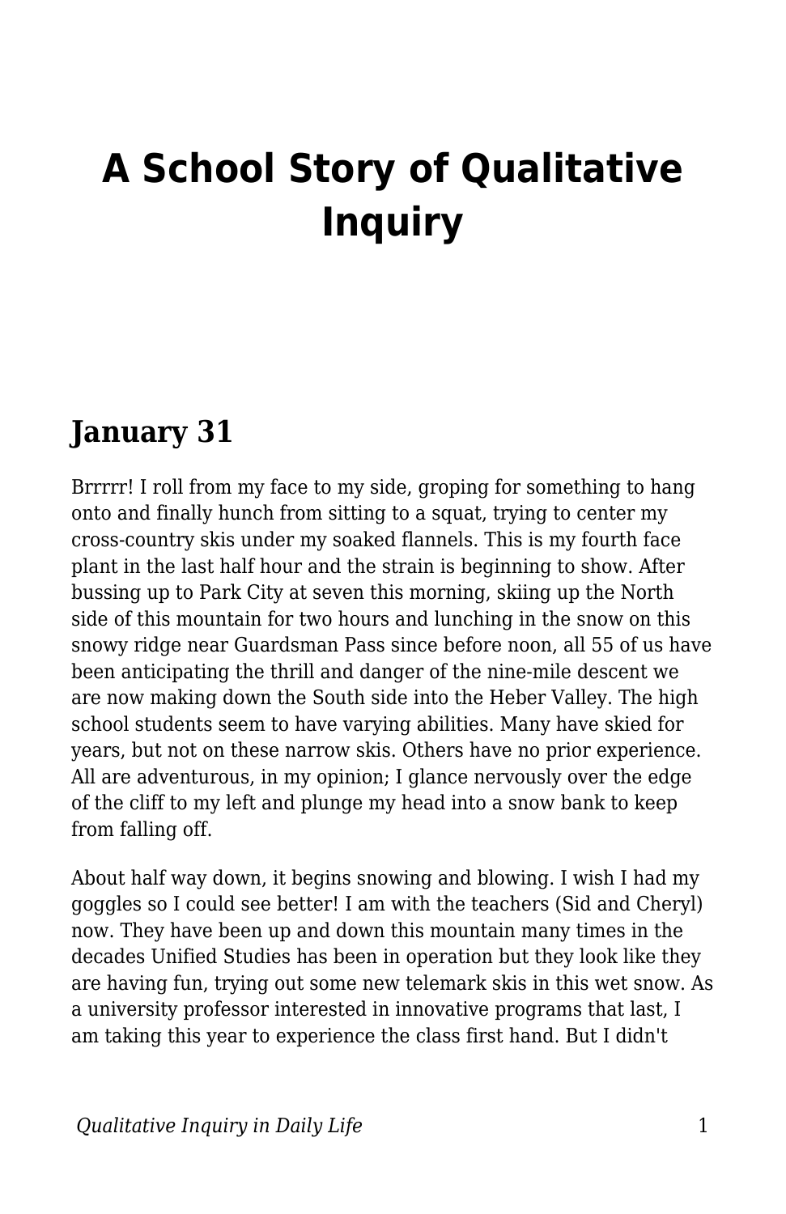# A School Story of Qualitative Inquiry

## January 31

Brrrrr! I roll from my face to my side, groping for something to hang onto and finally hunch from sitting to a squat, trying to center my cross-country skis under my soaked flannels. This is my fourth face plant in the last half hour and the strain is beginning to show. After bussing up to Park City at seven this morning, skiing up the North side of this mountain for two hours and lunching in the snow on this snowy ridge near Guardsman Pass since before noon, all 55 of us have been anticipating the thrill and danger of the nine-mile descent we are now making down the South side into the Heber Valley. The high school students seem to have varying abilities. Many have skied for years, but not on these narrow skis. Others have no prior experience. All are adventurous, in my opinion; I glance nervously over the edge of the cliff to my left and plunge my head into a snow bank to keep from falling off.

About half way down, it begins snowing and blowing. I wish I had my goggles so I could see better! I am with the teachers (Sid and Cheryl) now. They have been up and down this mountain many times in the decades Unified Studies has been in operation but they look like they are having fun, trying out some new telemark skis in this wet snow. As a university professor interested in innovative programs that last, I am taking this year to experience the class first hand. But I didn't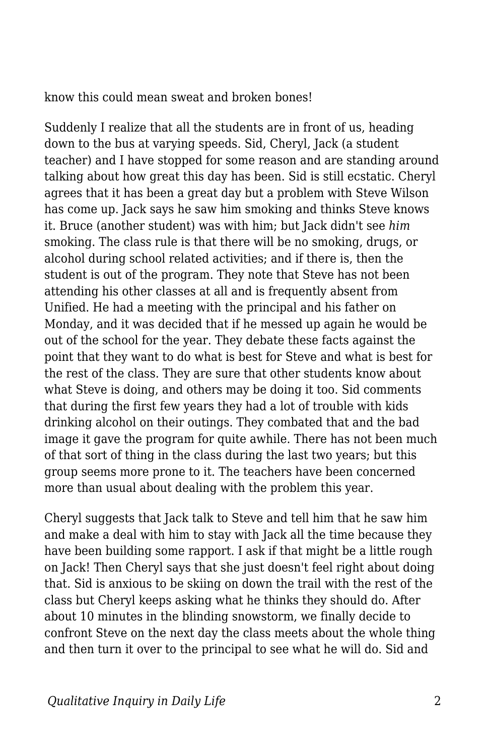know this could mean sweat and broken bones!

Suddenly I realize that all the students are in front of us, heading down to the bus at varying speeds. Sid, Cheryl, Jack (a student teacher) and I have stopped for some reason and are standing around talking about how great this day has been. Sid is still ecstatic. Cheryl agrees that it has been a great day but a problem with Steve Wilson has come up. Jack says he saw him smoking and thinks Steve knows it. Bruce (another student) was with him; but Jack didn't see *him* smoking. The class rule is that there will be no smoking, drugs, or alcohol during school related activities; and if there is, then the student is out of the program. They note that Steve has not been attending his other classes at all and is frequently absent from Unified. He had a meeting with the principal and his father on Monday, and it was decided that if he messed up again he would be out of the school for the year. They debate these facts against the point that they want to do what is best for Steve and what is best for the rest of the class. They are sure that other students know about what Steve is doing, and others may be doing it too. Sid comments that during the first few years they had a lot of trouble with kids drinking alcohol on their outings. They combated that and the bad image it gave the program for quite awhile. There has not been much of that sort of thing in the class during the last two years; but this group seems more prone to it. The teachers have been concerned more than usual about dealing with the problem this year.

Cheryl suggests that Jack talk to Steve and tell him that he saw him and make a deal with him to stay with Jack all the time because they have been building some rapport. I ask if that might be a little rough on Jack! Then Cheryl says that she just doesn't feel right about doing that. Sid is anxious to be skiing on down the trail with the rest of the class but Cheryl keeps asking what he thinks they should do. After about 10 minutes in the blinding snowstorm, we finally decide to confront Steve on the next day the class meets about the whole thing and then turn it over to the principal to see what he will do. Sid and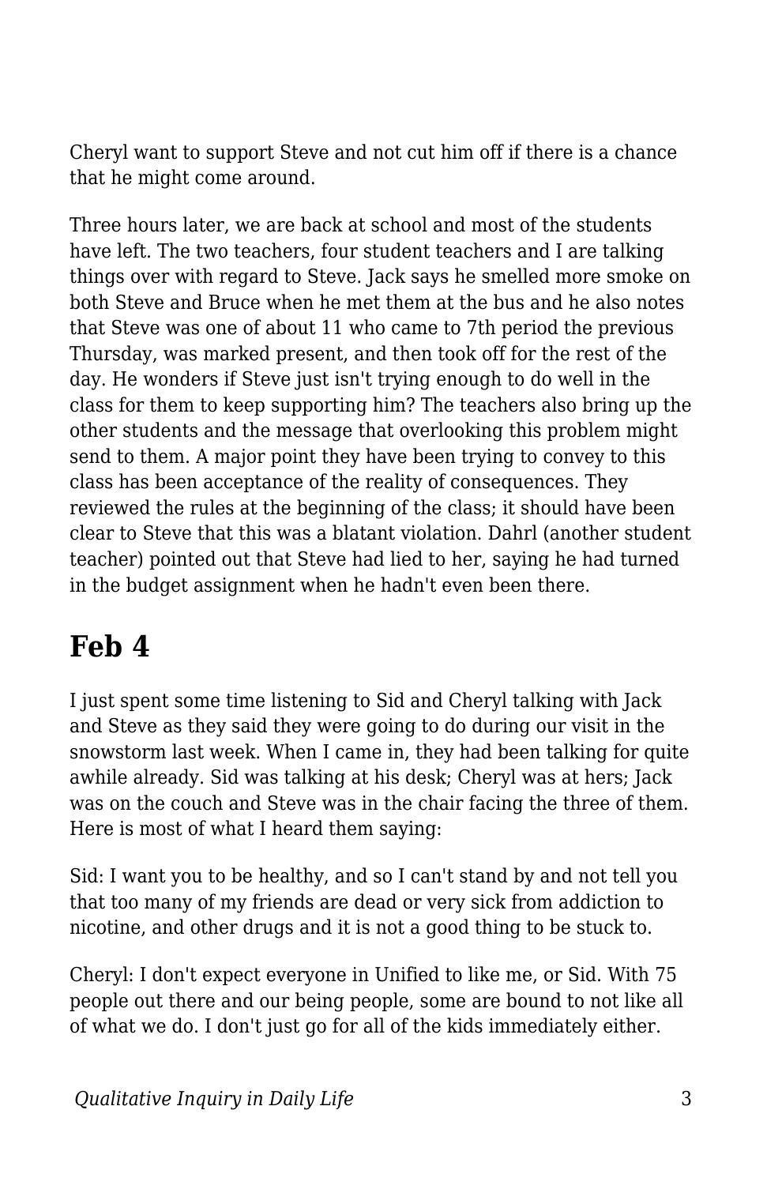Cheryl want to support Steve and not cut him off if there is a chance that he might come around.

Three hours later, we are back at school and most of the students have left. The two teachers, four student teachers and I are talking things over with regard to Steve. Jack says he smelled more smoke on both Steve and Bruce when he met them at the bus and he also notes that Steve was one of about 11 who came to 7th period the previous Thursday, was marked present, and then took off for the rest of the day. He wonders if Steve just isn't trying enough to do well in the class for them to keep supporting him? The teachers also bring up the other students and the message that overlooking this problem might send to them. A major point they have been trying to convey to this class has been acceptance of the reality of consequences. They reviewed the rules at the beginning of the class; it should have been clear to Steve that this was a blatant violation. Dahrl (another student teacher) pointed out that Steve had lied to her, saying he had turned in the budget assignment when he hadn't even been there.

## Feb 4

I just spent some time listening to Sid and Cheryl talking with Jack and Steve as they said they were going to do during our visit in the snowstorm last week. When I came in, they had been talking for quite awhile already. Sid was talking at his desk; Cheryl was at hers; Jack was on the couch and Steve was in the chair facing the three of them. Here is most of what I heard them saying:

Sid: I want you to be healthy, and so I can't stand by and not tell you that too many of my friends are dead or very sick from addiction to nicotine, and other drugs and it is not a good thing to be stuck to.

Cheryl: I don't expect everyone in Unified to like me, or Sid. With 75 people out there and our being people, some are bound to not like all of what we do. I don't just go for all of the kids immediately either.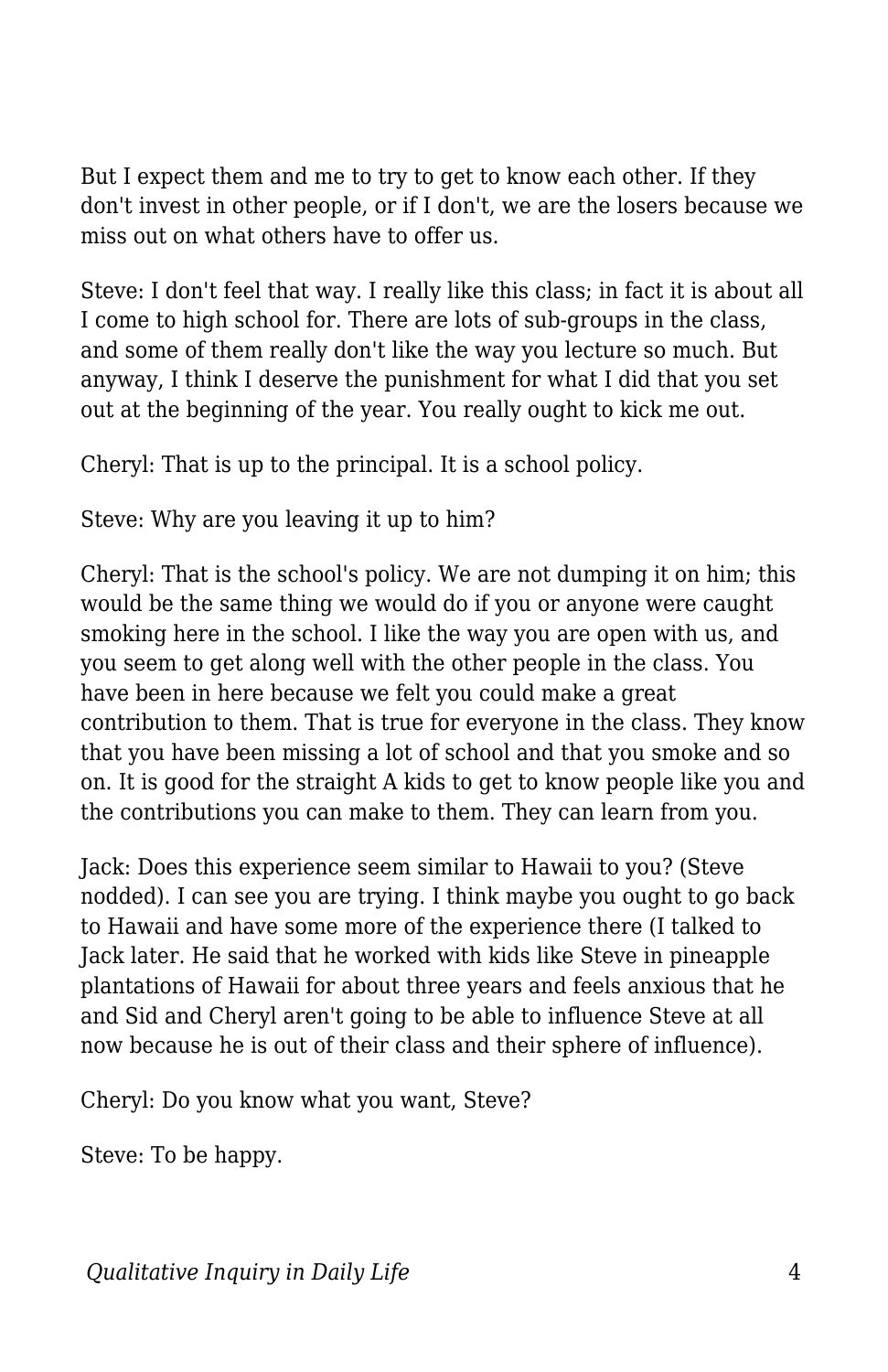But I expect them and me to try to get to know each other. If they don't invest in other people, or if I don't, we are the losers because we miss out on what others have to offer us.

Steve: I don't feel that way. I really like this class; in fact it is about all I come to high school for. There are lots of sub-groups in the class, and some of them really don't like the way you lecture so much. But anyway, I think I deserve the punishment for what I did that you set out at the beginning of the year. You really ought to kick me out.

Cheryl: That is up to the principal. It is a school policy.

Steve: Why are you leaving it up to him?

Cheryl: That is the school's policy. We are not dumping it on him; this would be the same thing we would do if you or anyone were caught smoking here in the school. I like the way you are open with us, and you seem to get along well with the other people in the class. You have been in here because we felt you could make a great contribution to them. That is true for everyone in the class. They know that you have been missing a lot of school and that you smoke and so on. It is good for the straight A kids to get to know people like you and the contributions you can make to them. They can learn from you.

Jack: Does this experience seem similar to Hawaii to you? (Steve nodded). I can see you are trying. I think maybe you ought to go back to Hawaii and have some more of the experience there (I talked to Jack later. He said that he worked with kids like Steve in pineapple plantations of Hawaii for about three years and feels anxious that he and Sid and Cheryl aren't going to be able to influence Steve at all now because he is out of their class and their sphere of influence).

Cheryl: Do you know what you want, Steve?

Steve: To be happy.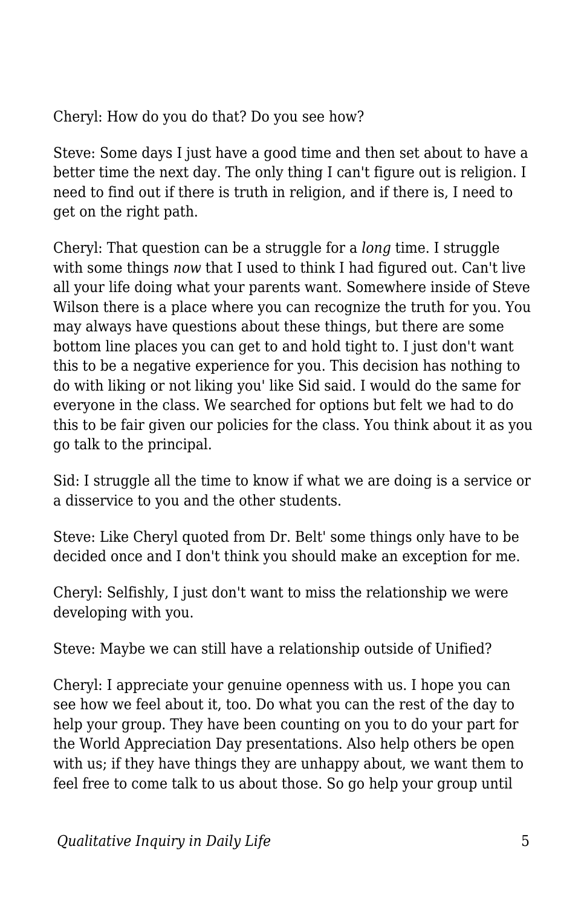Cheryl: How do you do that? Do you see how?

Steve: Some days I just have a good time and then set about to have a better time the next day. The only thing I can't figure out is religion. I need to find out if there is truth in religion, and if there is, I need to get on the right path.

Cheryl: That question can be a struggle for a *long* time. I struggle with some things *now* that I used to think I had figured out. Can't live all your life doing what your parents want. Somewhere inside of Steve Wilson there is a place where you can recognize the truth for you. You may always have questions about these things, but there are some bottom line places you can get to and hold tight to. I just don't want this to be a negative experience for you. This decision has nothing to do with liking or not liking you' like Sid said. I would do the same for everyone in the class. We searched for options but felt we had to do this to be fair given our policies for the class. You think about it as you go talk to the principal.

Sid: I struggle all the time to know if what we are doing is a service or a disservice to you and the other students.

Steve: Like Cheryl quoted from Dr. Belt' some things only have to be decided once and I don't think you should make an exception for me.

Cheryl: Selfishly, I just don't want to miss the relationship we were developing with you.

Steve: Maybe we can still have a relationship outside of Unified?

Cheryl: I appreciate your genuine openness with us. I hope you can see how we feel about it, too. Do what you can the rest of the day to help your group. They have been counting on you to do your part for the World Appreciation Day presentations. Also help others be open with us; if they have things they are unhappy about, we want them to feel free to come talk to us about those. So go help your group until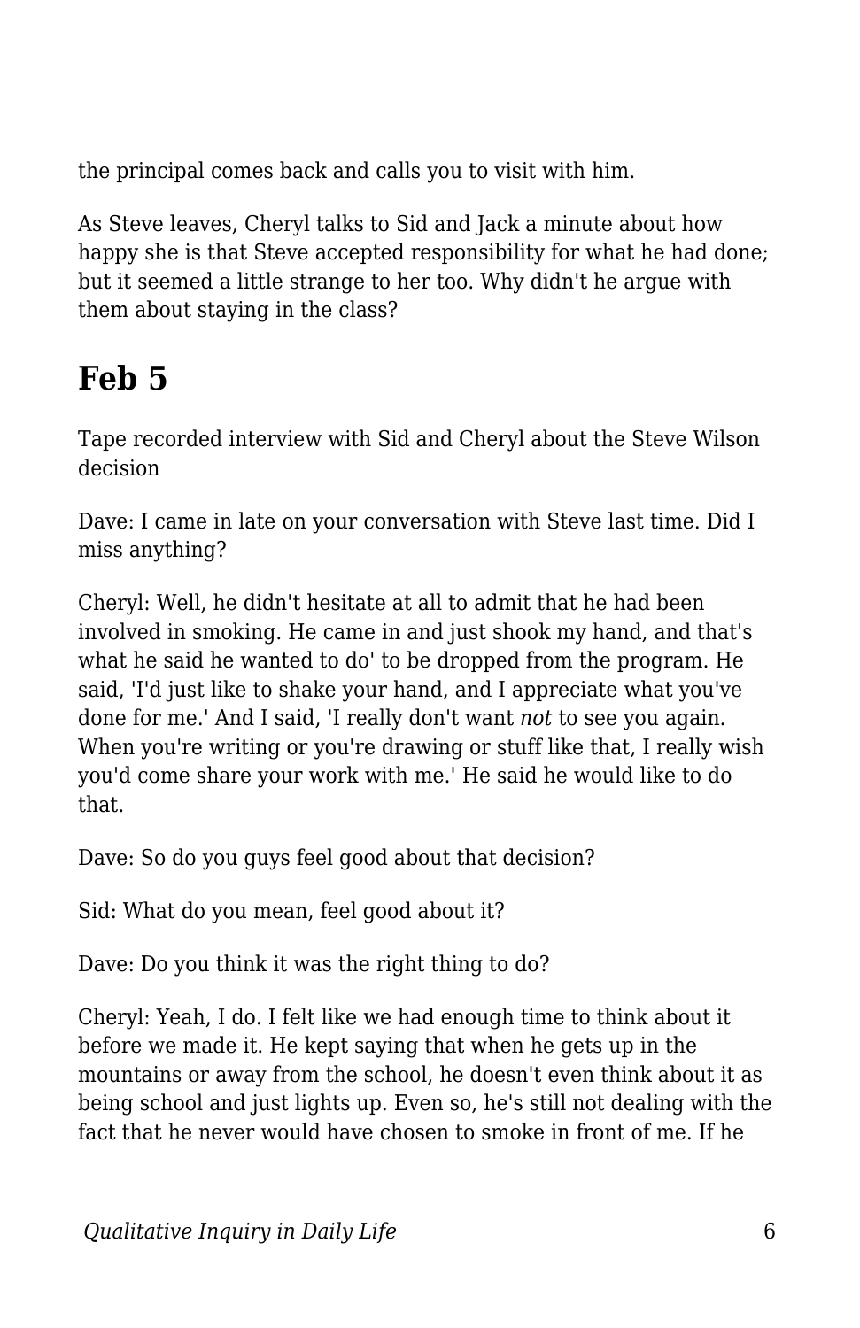the principal comes back and calls you to visit with him.

As Steve leaves, Cheryl talks to Sid and Jack a minute about how happy she is that Steve accepted responsibility for what he had done; but it seemed a little strange to her too. Why didn't he argue with them about staying in the class?

## Feb 5

Tape recorded interview with Sid and Cheryl about the Steve Wilson decision

Dave: I came in late on your conversation with Steve last time. Did I miss anything?

Cheryl: Well, he didn't hesitate at all to admit that he had been involved in smoking. He came in and just shook my hand, and that's what he said he wanted to do' to be dropped from the program. He said, 'I'd just like to shake your hand, and I appreciate what you've done for me.' And I said, 'I really don't want *not* to see you again. When you're writing or you're drawing or stuff like that, I really wish you'd come share your work with me.' He said he would like to do that.

Dave: So do you guys feel good about that decision?

Sid: What do you mean, feel good about it?

Dave: Do you think it was the right thing to do?

Cheryl: Yeah, I do. I felt like we had enough time to think about it before we made it. He kept saying that when he gets up in the mountains or away from the school, he doesn't even think about it as being school and just lights up. Even so, he's still not dealing with the fact that he never would have chosen to smoke in front of me. If he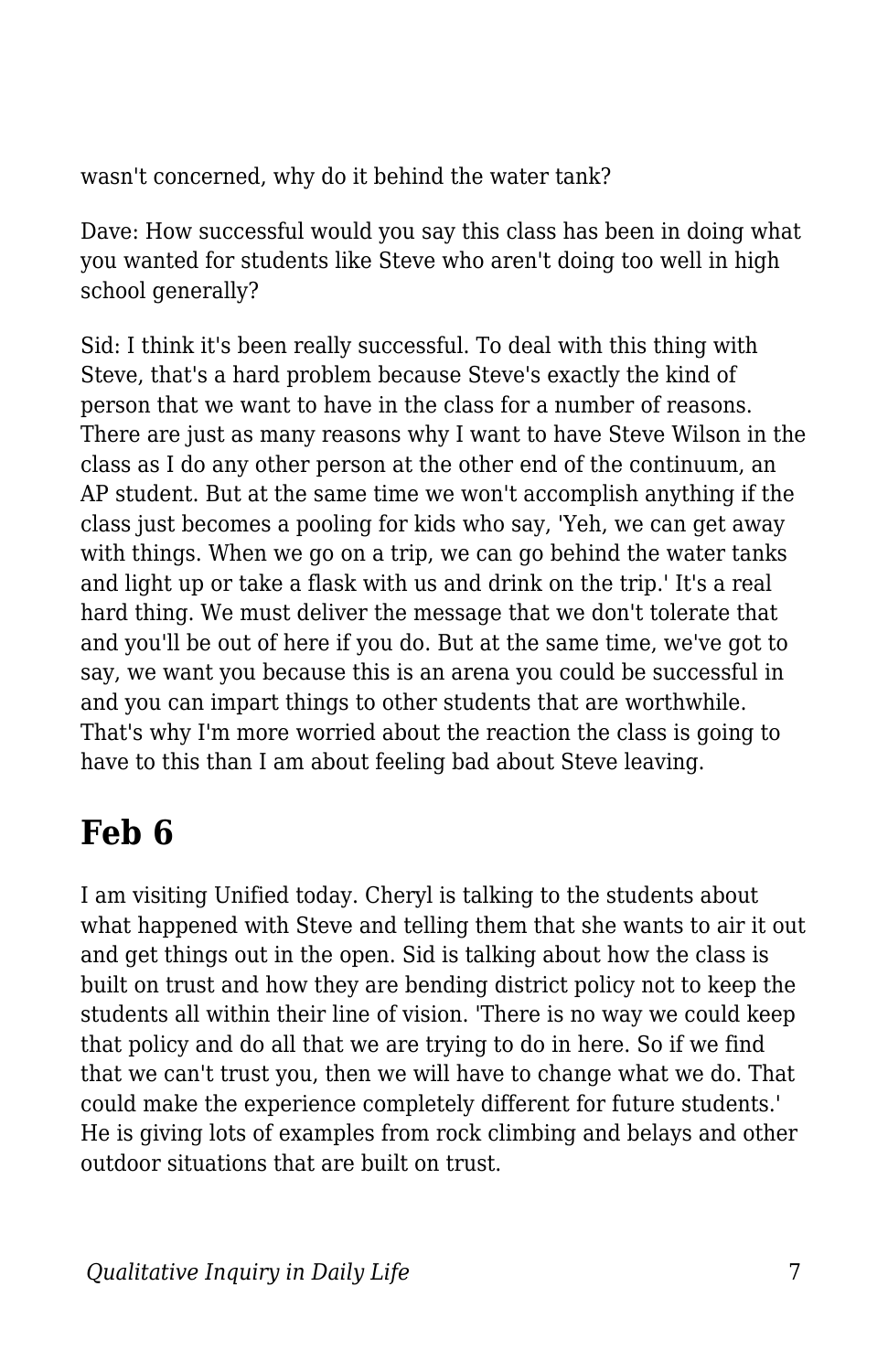wasn't concerned, why do it behind the water tank?

Dave: How successful would you say this class has been in doing what you wanted for students like Steve who aren't doing too well in high school generally?

Sid: I think it's been really successful. To deal with this thing with Steve, that's a hard problem because Steve's exactly the kind of person that we want to have in the class for a number of reasons. There are just as many reasons why I want to have Steve Wilson in the class as I do any other person at the other end of the continuum, an AP student. But at the same time we won't accomplish anything if the class just becomes a pooling for kids who say, 'Yeh, we can get away with things. When we go on a trip, we can go behind the water tanks and light up or take a flask with us and drink on the trip.' It's a real hard thing. We must deliver the message that we don't tolerate that and you'll be out of here if you do. But at the same time, we've got to say, we want you because this is an arena you could be successful in and you can impart things to other students that are worthwhile. That's why I'm more worried about the reaction the class is going to have to this than I am about feeling bad about Steve leaving.

## Feb 6

I am visiting Unified today. Cheryl is talking to the students about what happened with Steve and telling them that she wants to air it out and get things out in the open. Sid is talking about how the class is built on trust and how they are bending district policy not to keep the students all within their line of vision. 'There is no way we could keep that policy and do all that we are trying to do in here. So if we find that we can't trust you, then we will have to change what we do. That could make the experience completely different for future students.' He is giving lots of examples from rock climbing and belays and other outdoor situations that are built on trust.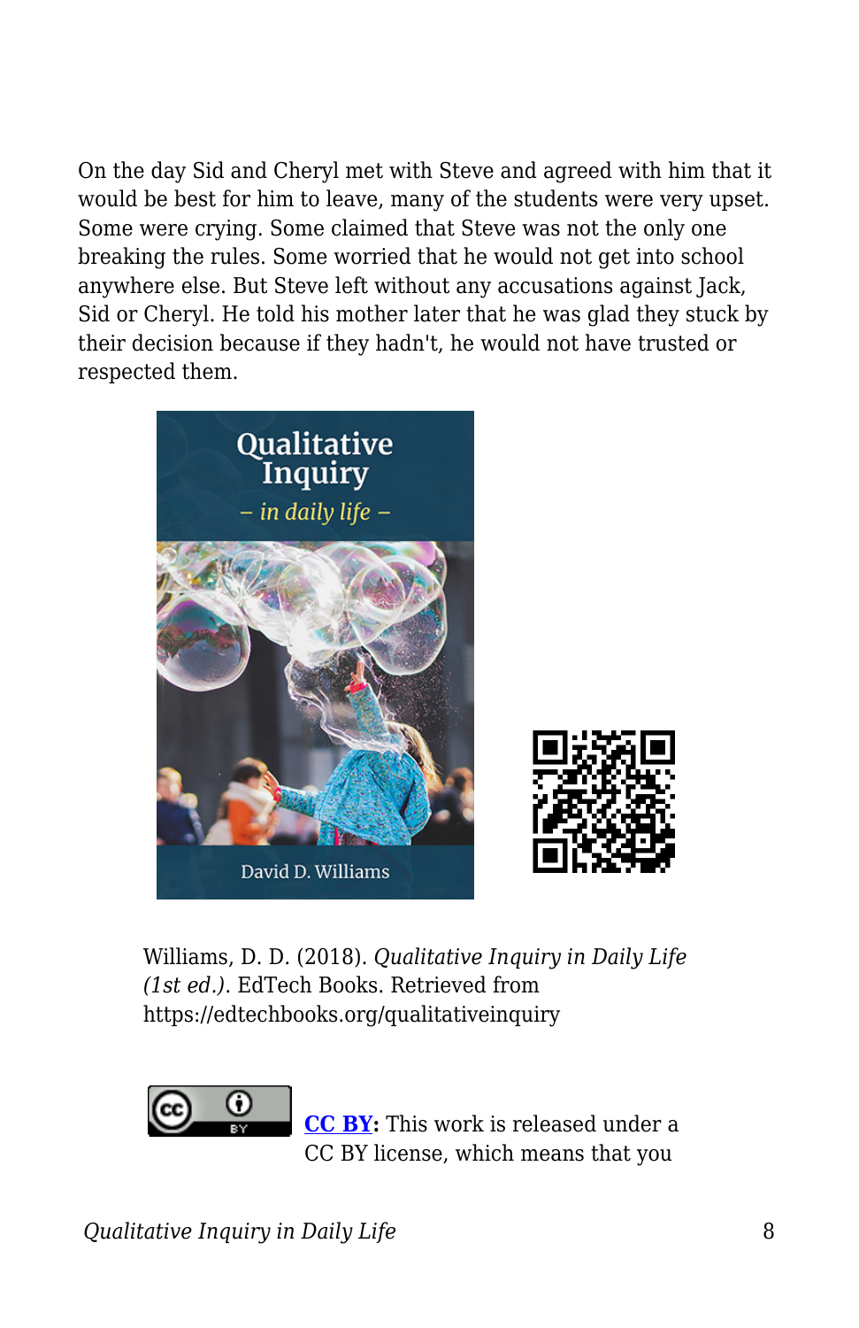On the day Sid and Cheryl met with Steve and agreed with him that it would be best for him to leave, many of the students were very upset. Some were crying. Some claimed that Steve was not the only one breaking the rules. Some worried that he would not get into school anywhere else. But Steve left without any accusations against Jack, Sid or Cheryl. He told his mother later that he was glad they stuck by their decision because if they hadn't, he would not have trusted or respected them.

Williams, D. D. (2018). *Qualitative Inquiry in Daily Life (1st ed.)*. EdTech Books. Retrieved from https://edtechbooks.org/qualitativeinquiry

**CC BY:** This work is released under a CC BY license, which means that you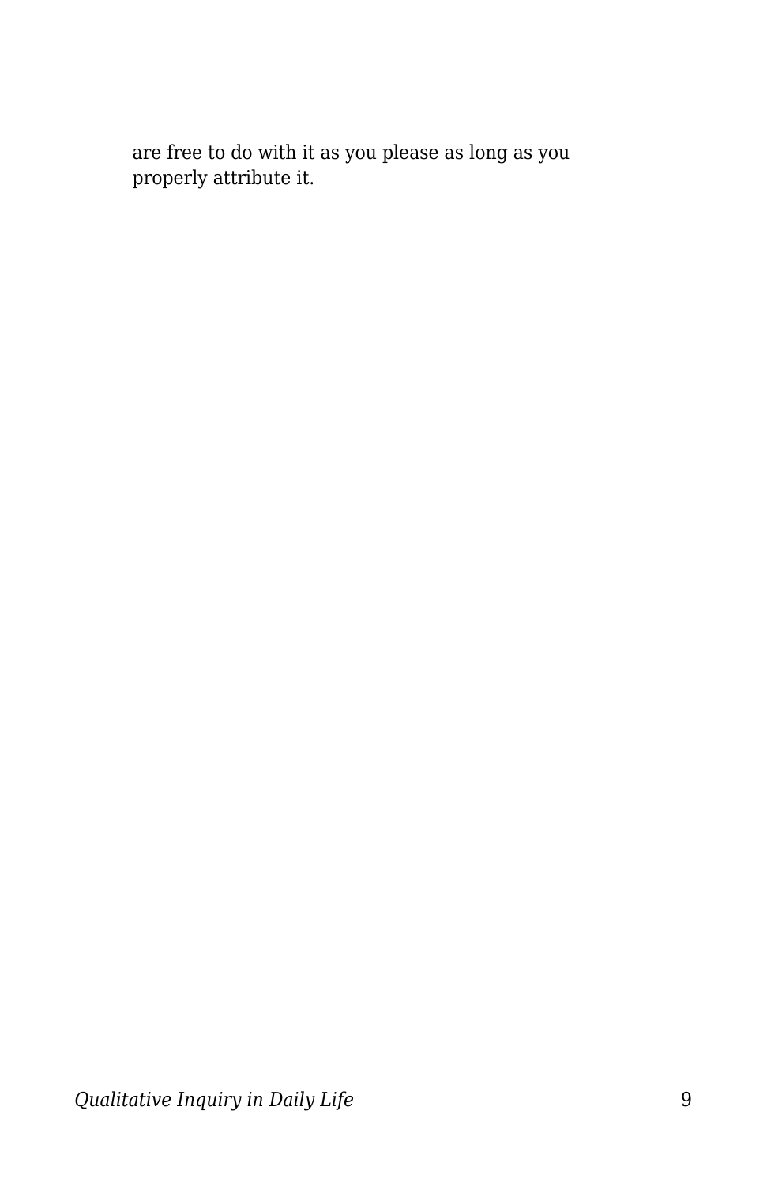are free to do with it as you please as long as you properly attribute it.